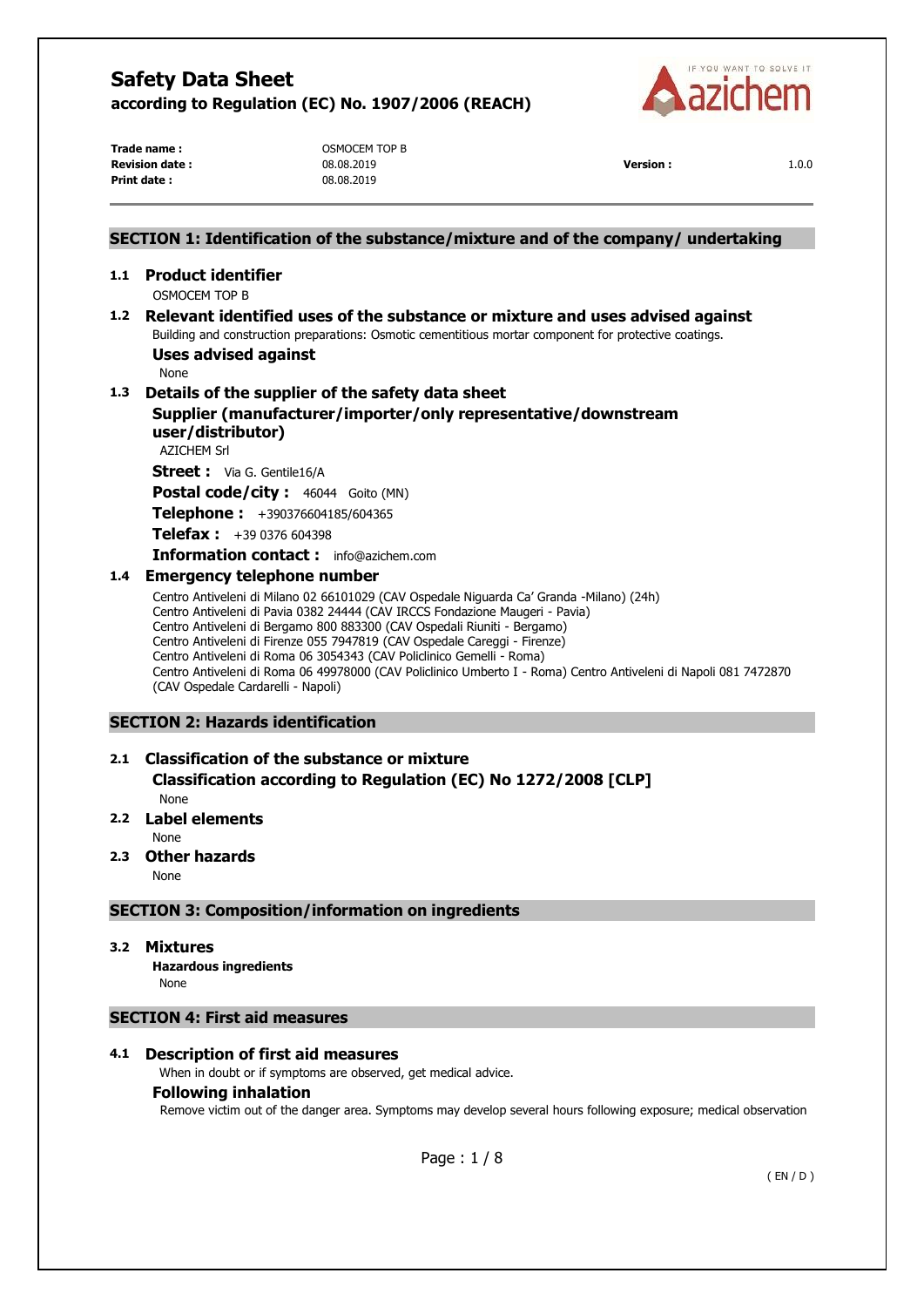# Safety Data Sheet

**according to Regulation (EC) No. 1907/2006 (REACH)**

| | | | |
|---|---|---|---|
| **Trade name :** | OSMOCEM TOP B | | |
| **Revision date :** | 08.08.2019 | **Version :** | 1.0.0 |
| **Print date :** | 08.08.2019 | | |

## SECTION 1: Identification of the substance/mixture and of the company/ undertaking

### 1.1 Product identifier

OSMOCEM TOP B

### 1.2 Relevant identified uses of the substance or mixture and uses advised against

Building and construction preparations: Osmotic cementitious mortar component for protective coatings.

**Uses advised against**

None

### 1.3 Details of the supplier of the safety data sheet

**Supplier (manufacturer/importer/only representative/downstream user/distributor)**

AZICHEM Srl

**Street :** Via G. Gentile16/A

**Postal code/city :** 46044 Goito (MN)

**Telephone :** +390376604185/604365

**Telefax :** +39 0376 604398

**Information contact :** info@azichem.com

### 1.4 Emergency telephone number

Centro Antiveleni di Milano 02 66101029 (CAV Ospedale Niguarda Ca' Granda -Milano) (24h)
Centro Antiveleni di Pavia 0382 24444 (CAV IRCCS Fondazione Maugeri - Pavia)
Centro Antiveleni di Bergamo 800 883300 (CAV Ospedali Riuniti - Bergamo)
Centro Antiveleni di Firenze 055 7947819 (CAV Ospedale Careggi - Firenze)
Centro Antiveleni di Roma 06 3054343 (CAV Policlinico Gemelli - Roma)
Centro Antiveleni di Roma 06 49978000 (CAV Policlinico Umberto I - Roma) Centro Antiveleni di Napoli 081 7472870 (CAV Ospedale Cardarelli - Napoli)

## SECTION 2: Hazards identification

### 2.1 Classification of the substance or mixture

**Classification according to Regulation (EC) No 1272/2008 [CLP]**

None

### 2.2 Label elements

None

### 2.3 Other hazards

None

## SECTION 3: Composition/information on ingredients

### 3.2 Mixtures

**Hazardous ingredients**

None

## SECTION 4: First aid measures

### 4.1 Description of first aid measures

When in doubt or if symptoms are observed, get medical advice.

**Following inhalation**

Remove victim out of the danger area. Symptoms may develop several hours following exposure; medical observation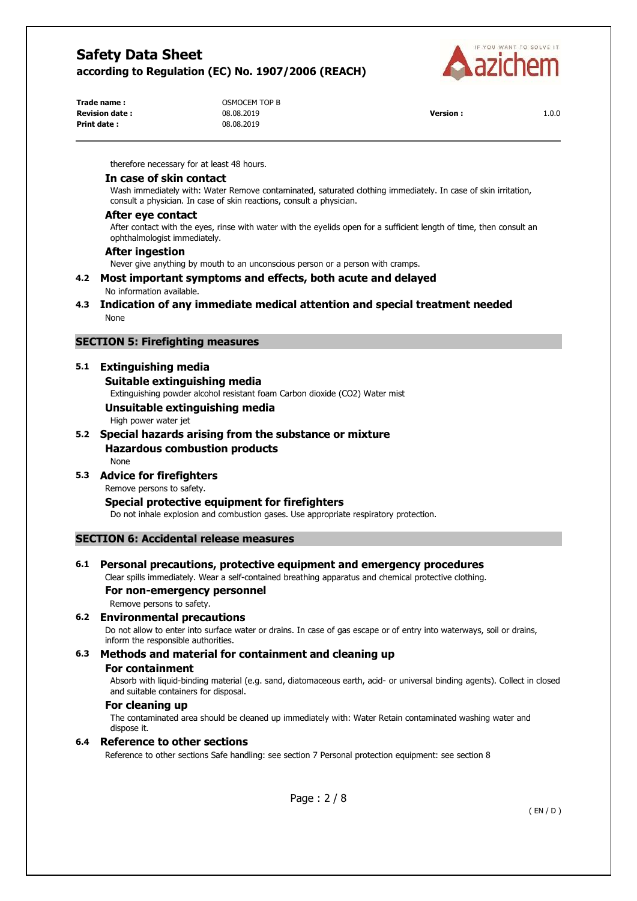therefore necessary for at least 48 hours.

#### In case of skin contact

Wash immediately with: Water Remove contaminated, saturated clothing immediately. In case of skin irritation, consult a physician. In case of skin reactions, consult a physician.

#### After eye contact

After contact with the eyes, rinse with water with the eyelids open for a sufficient length of time, then consult an ophthalmologist immediately.

#### After ingestion

Never give anything by mouth to an unconscious person or a person with cramps.

### 4.2 Most important symptoms and effects, both acute and delayed

No information available.

### 4.3 Indication of any immediate medical attention and special treatment needed

None

## SECTION 5: Firefighting measures

### 5.1 Extinguishing media

#### Suitable extinguishing media

Extinguishing powder alcohol resistant foam Carbon dioxide ($CO_2$) Water mist

#### Unsuitable extinguishing media

High power water jet

### 5.2 Special hazards arising from the substance or mixture

#### Hazardous combustion products

None

### 5.3 Advice for firefighters

Remove persons to safety.

#### Special protective equipment for firefighters

Do not inhale explosion and combustion gases. Use appropriate respiratory protection.

## SECTION 6: Accidental release measures

### 6.1 Personal precautions, protective equipment and emergency procedures

Clear spills immediately. Wear a self-contained breathing apparatus and chemical protective clothing.

#### For non-emergency personnel

Remove persons to safety.

### 6.2 Environmental precautions

Do not allow to enter into surface water or drains. In case of gas escape or of entry into waterways, soil or drains, inform the responsible authorities.

### 6.3 Methods and material for containment and cleaning up

#### For containment

Absorb with liquid-binding material (e.g. sand, diatomaceous earth, acid- or universal binding agents). Collect in closed and suitable containers for disposal.

#### For cleaning up

The contaminated area should be cleaned up immediately with: Water Retain contaminated washing water and dispose it.

### 6.4 Reference to other sections

Reference to other sections Safe handling: see section 7 Personal protection equipment: see section 8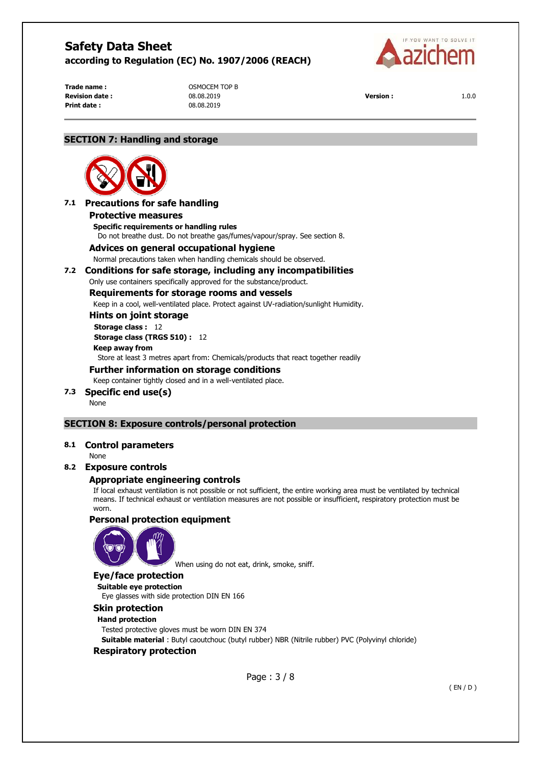## SECTION 7: Handling and storage

### 7.1 Precautions for safe handling

#### Protective measures

**Specific requirements or handling rules**

Do not breathe dust. Do not breathe gas/fumes/vapour/spray. See section 8.

#### Advices on general occupational hygiene

Normal precautions taken when handling chemicals should be observed.

### 7.2 Conditions for safe storage, including any incompatibilities

Only use containers specifically approved for the substance/product.

#### Requirements for storage rooms and vessels

Keep in a cool, well-ventilated place. Protect against UV-radiation/sunlight Humidity.

#### Hints on joint storage

**Storage class :** 12

**Storage class (TRGS 510) :** 12

**Keep away from**

Store at least 3 metres apart from: Chemicals/products that react together readily

#### Further information on storage conditions

Keep container tightly closed and in a well-ventilated place.

### 7.3 Specific end use(s)

None

## SECTION 8: Exposure controls/personal protection

### 8.1 Control parameters

None

### 8.2 Exposure controls

#### Appropriate engineering controls

If local exhaust ventilation is not possible or not sufficient, the entire working area must be ventilated by technical means. If technical exhaust or ventilation measures are not possible or insufficient, respiratory protection must be worn.

#### Personal protection equipment

When using do not eat, drink, smoke, sniff.

#### Eye/face protection

**Suitable eye protection**

Eye glasses with side protection DIN EN 166

#### Skin protection

**Hand protection**

Tested protective gloves must be worn DIN EN 374

**Suitable material** : Butyl caoutchouc (butyl rubber) NBR (Nitrile rubber) PVC (Polyvinyl chloride)

#### Respiratory protection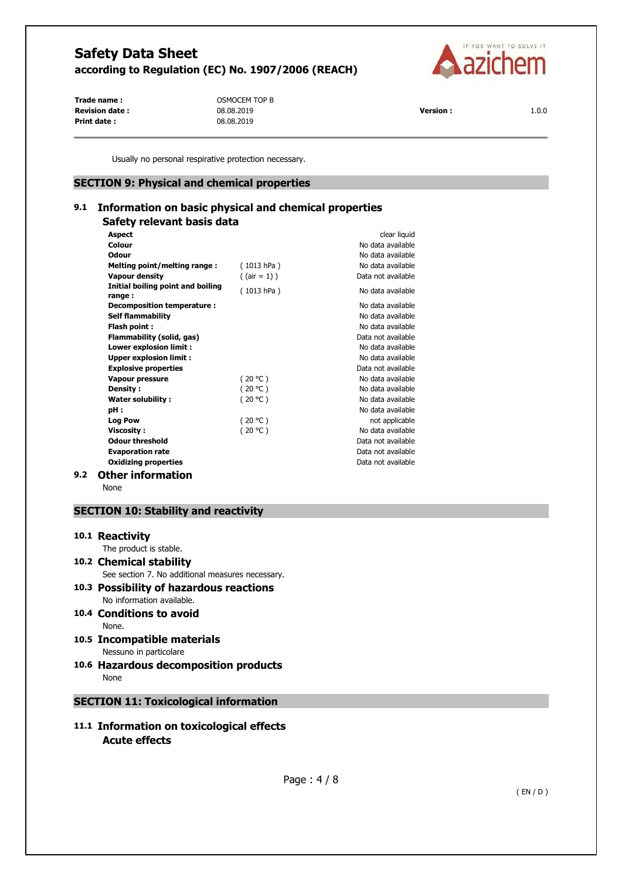Usually no personal respiratory protection necessary.

## SECTION 9: Physical and chemical properties

### 9.1 Information on basic physical and chemical properties

#### Safety relevant basis data

| Property | Conditions | Value |
|---|---|---|
| **Aspect** | | clear liquid |
| **Colour** | | No data available |
| **Odour** | | No data available |
| **Melting point/melting range :** | ( 1013 hPa ) | No data available |
| **Vapour density** | ( (air = 1) ) | Data not available |
| **Initial boiling point and boiling range :** | ( 1013 hPa ) | No data available |
| **Decomposition temperature :** | | No data available |
| **Self flammability** | | No data available |
| **Flash point :** | | No data available |
| **Flammability (solid, gas)** | | Data not available |
| **Lower explosion limit :** | | No data available |
| **Upper explosion limit :** | | No data available |
| **Explosive properties** | | Data not available |
| **Vapour pressure** | ( 20 °C ) | No data available |
| **Density :** | ( 20 °C ) | No data available |
| **Water solubility :** | ( 20 °C ) | No data available |
| **pH :** | | No data available |
| **Log Pow** | ( 20 °C ) | not applicable |
| **Viscosity :** | ( 20 °C ) | No data available |
| **Odour threshold** | | Data not available |
| **Evaporation rate** | | Data not available |
| **Oxidizing properties** | | Data not available |

### 9.2 Other information

None

## SECTION 10: Stability and reactivity

### 10.1 Reactivity

The product is stable.

### 10.2 Chemical stability

See section 7. No additional measures necessary.

### 10.3 Possibility of hazardous reactions

No information available.

### 10.4 Conditions to avoid

None.

### 10.5 Incompatible materials

Nessuno in particolare

### 10.6 Hazardous decomposition products

None

## SECTION 11: Toxicological information

### 11.1 Information on toxicological effects

#### Acute effects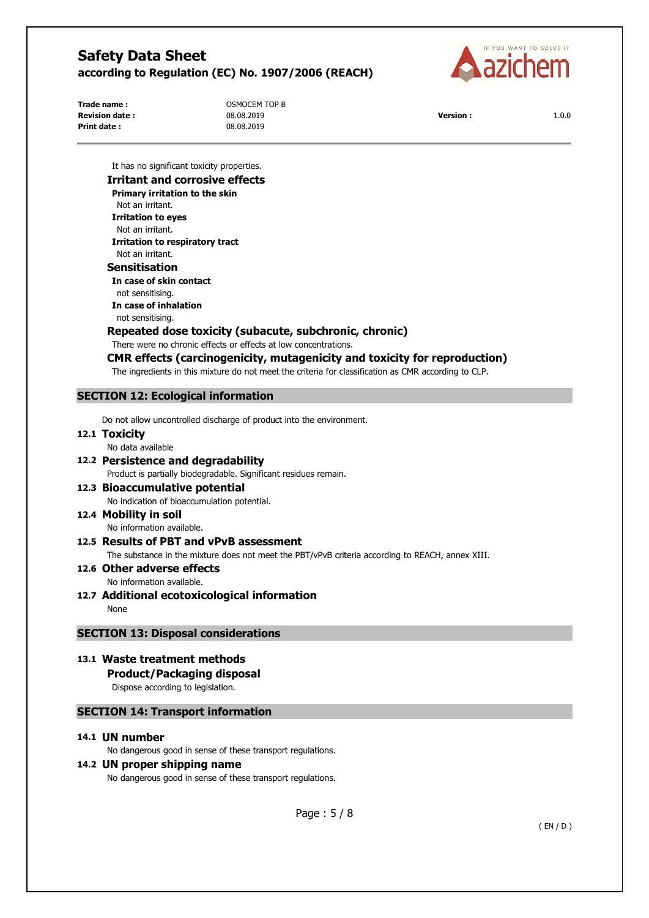It has no significant toxicity properties.

### Irritant and corrosive effects

**Primary irritation to the skin**

Not an irritant.

**Irritation to eyes**

Not an irritant.

**Irritation to respiratory tract**

Not an irritant.

### Sensitisation

**In case of skin contact**

not sensitising.

**In case of inhalation**

not sensitising.

### Repeated dose toxicity (subacute, subchronic, chronic)

There were no chronic effects or effects at low concentrations.

### CMR effects (carcinogenicity, mutagenicity and toxicity for reproduction)

The ingredients in this mixture do not meet the criteria for classification as CMR according to CLP.

## SECTION 12: Ecological information

Do not allow uncontrolled discharge of product into the environment.

### 12.1 Toxicity

No data available

### 12.2 Persistence and degradability

Product is partially biodegradable. Significant residues remain.

### 12.3 Bioaccumulative potential

No indication of bioaccumulation potential.

### 12.4 Mobility in soil

No information available.

### 12.5 Results of PBT and vPvB assessment

The substance in the mixture does not meet the PBT/vPvB criteria according to REACH, annex XIII.

### 12.6 Other adverse effects

No information available.

### 12.7 Additional ecotoxicological information

None

## SECTION 13: Disposal considerations

### 13.1 Waste treatment methods

**Product/Packaging disposal**

Dispose according to legislation.

## SECTION 14: Transport information

### 14.1 UN number

No dangerous good in sense of these transport regulations.

### 14.2 UN proper shipping name

No dangerous good in sense of these transport regulations.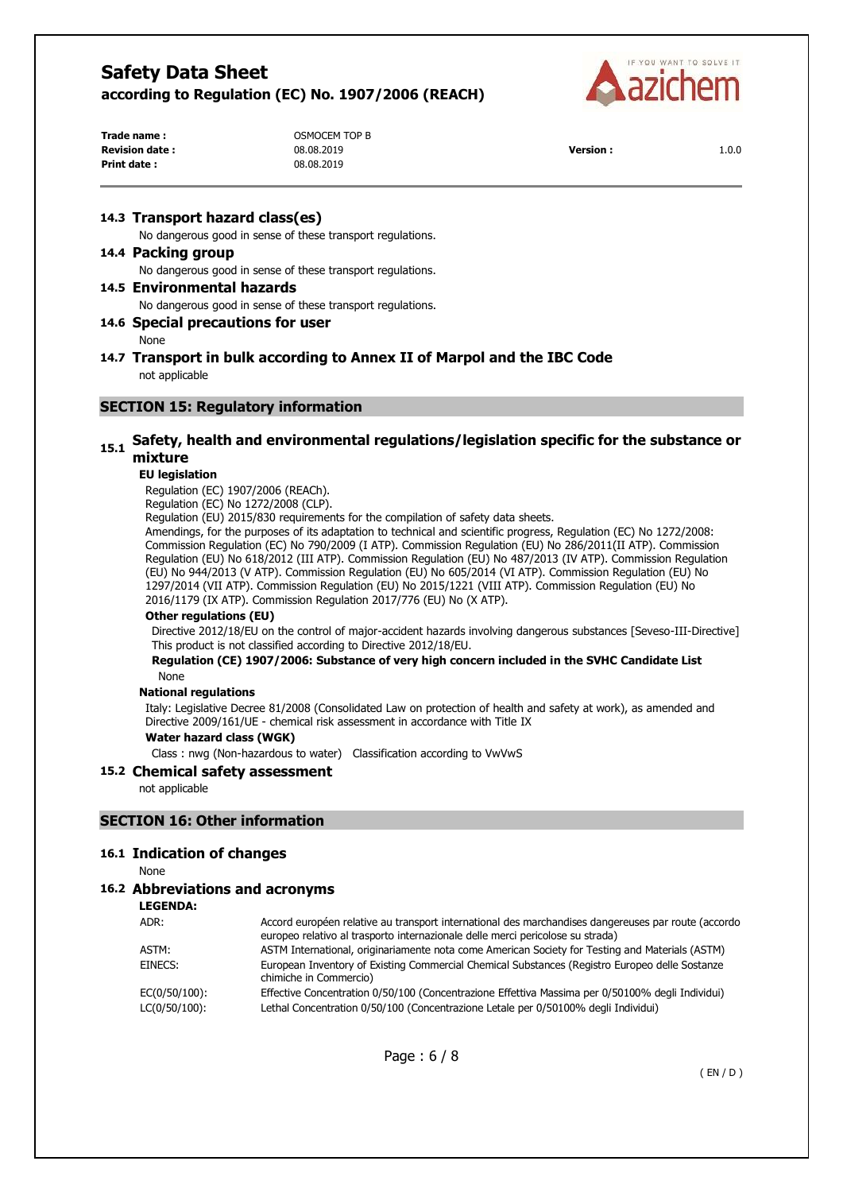### 14.3 Transport hazard class(es)

No dangerous good in sense of these transport regulations.

### 14.4 Packing group

No dangerous good in sense of these transport regulations.

### 14.5 Environmental hazards

No dangerous good in sense of these transport regulations.

### 14.6 Special precautions for user

None

### 14.7 Transport in bulk according to Annex II of Marpol and the IBC Code

not applicable

## SECTION 15: Regulatory information

### 15.1 Safety, health and environmental regulations/legislation specific for the substance or mixture

**EU legislation**

Regulation (EC) 1907/2006 (REACh).
Regulation (EC) No 1272/2008 (CLP).
Regulation (EU) 2015/830 requirements for the compilation of safety data sheets.
Amendings, for the purposes of its adaptation to technical and scientific progress, Regulation (EC) No 1272/2008: Commission Regulation (EC) No 790/2009 (I ATP). Commission Regulation (EU) No 286/2011(II ATP). Commission Regulation (EU) No 618/2012 (III ATP). Commission Regulation (EU) No 487/2013 (IV ATP). Commission Regulation (EU) No 944/2013 (V ATP). Commission Regulation (EU) No 605/2014 (VI ATP). Commission Regulation (EU) No 1297/2014 (VII ATP). Commission Regulation (EU) No 2015/1221 (VIII ATP). Commission Regulation (EU) No 2016/1179 (IX ATP). Commission Regulation 2017/776 (EU) No (X ATP).

**Other regulations (EU)**

Directive 2012/18/EU on the control of major-accident hazards involving dangerous substances [Seveso-III-Directive]
This product is not classified according to Directive 2012/18/EU.

**Regulation (CE) 1907/2006: Substance of very high concern included in the SVHC Candidate List**

None

**National regulations**

Italy: Legislative Decree 81/2008 (Consolidated Law on protection of health and safety at work), as amended and Directive 2009/161/UE - chemical risk assessment in accordance with Title IX

**Water hazard class (WGK)**

Class : nwg (Non-hazardous to water)   Classification according to VwVwS

### 15.2 Chemical safety assessment

not applicable

## SECTION 16: Other information

### 16.1 Indication of changes

None

### 16.2 Abbreviations and acronyms

**LEGENDA:**

| | |
|---|---|
| ADR: | Accord européen relative au transport international des marchandises dangereuses par route (accordo europeo relativo al trasporto internazionale delle merci pericolose su strada) |
| ASTM: | ASTM International, originariamente nota come American Society for Testing and Materials (ASTM) |
| EINECS: | European Inventory of Existing Commercial Chemical Substances (Registro Europeo delle Sostanze chimiche in Commercio) |
| EC(0/50/100): | Effective Concentration 0/50/100 (Concentrazione Effettiva Massima per 0/50100% degli Individui) |
| LC(0/50/100): | Lethal Concentration 0/50/100 (Concentrazione Letale per 0/50100% degli Individui) |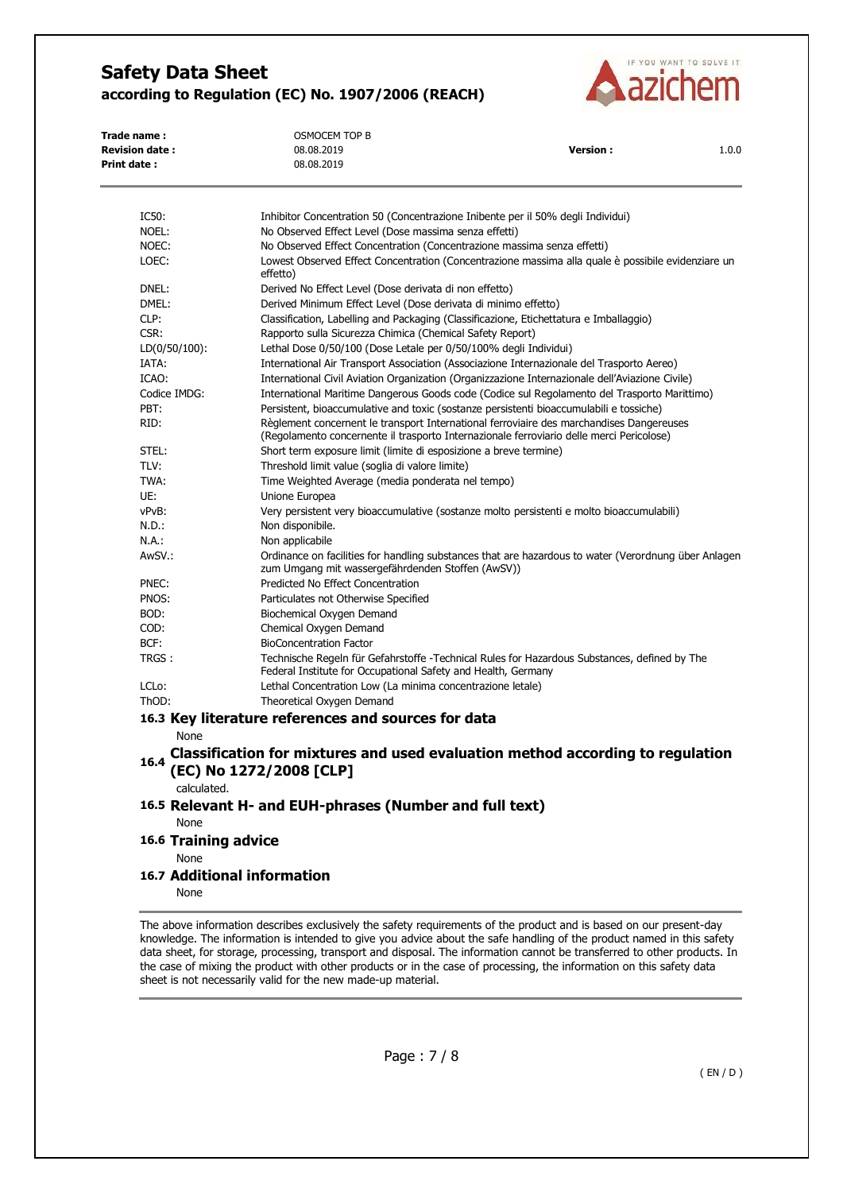| | |
|---|---|
| IC50: | Inhibitor Concentration 50 (Concentrazione Inibente per il 50% degli Individui) |
| NOEL: | No Observed Effect Level (Dose massima senza effetti) |
| NOEC: | No Observed Effect Concentration (Concentrazione massima senza effetti) |
| LOEC: | Lowest Observed Effect Concentration (Concentrazione massima alla quale è possibile evidenziare un effetto) |
| DNEL: | Derived No Effect Level (Dose derivata di non effetto) |
| DMEL: | Derived Minimum Effect Level (Dose derivata di minimo effetto) |
| CLP: | Classification, Labelling and Packaging (Classificazione, Etichettatura e Imballaggio) |
| CSR: | Rapporto sulla Sicurezza Chimica (Chemical Safety Report) |
| LD(0/50/100): | Lethal Dose 0/50/100 (Dose Letale per 0/50/100% degli Individui) |
| IATA: | International Air Transport Association (Associazione Internazionale del Trasporto Aereo) |
| ICAO: | International Civil Aviation Organization (Organizzazione Internazionale dell'Aviazione Civile) |
| Codice IMDG: | International Maritime Dangerous Goods code (Codice sul Regolamento del Trasporto Marittimo) |
| PBT: | Persistent, bioaccumulative and toxic (sostanze persistenti bioaccumulabili e tossiche) |
| RID: | Règlement concernent le transport International ferroviaire des marchandises Dangereuses (Regolamento concernente il trasporto Internazionale ferroviario delle merci Pericolose) |
| STEL: | Short term exposure limit (limite di esposizione a breve termine) |
| TLV: | Threshold limit value (soglia di valore limite) |
| TWA: | Time Weighted Average (media ponderata nel tempo) |
| UE: | Unione Europea |
| vPvB: | Very persistent very bioaccumulative (sostanze molto persistenti e molto bioaccumulabili) |
| N.D.: | Non disponibile. |
| N.A.: | Non applicabile |
| AwSV.: | Ordinance on facilities for handling substances that are hazardous to water (Verordnung über Anlagen zum Umgang mit wassergefährdenden Stoffen (AwSV)) |
| PNEC: | Predicted No Effect Concentration |
| PNOS: | Particulates not Otherwise Specified |
| BOD: | Biochemical Oxygen Demand |
| COD: | Chemical Oxygen Demand |
| BCF: | BioConcentration Factor |
| TRGS : | Technische Regeln für Gefahrstoffe -Technical Rules for Hazardous Substances, defined by The Federal Institute for Occupational Safety and Health, Germany |
| LCLo: | Lethal Concentration Low (La minima concentrazione letale) |
| ThOD: | Theoretical Oxygen Demand |

### 16.3 Key literature references and sources for data

None

### 16.4 Classification for mixtures and used evaluation method according to regulation (EC) No 1272/2008 [CLP]

calculated.

### 16.5 Relevant H- and EUH-phrases (Number and full text)

None

### 16.6 Training advice

None

### 16.7 Additional information

None

The above information describes exclusively the safety requirements of the product and is based on our present-day knowledge. The information is intended to give you advice about the safe handling of the product named in this safety data sheet, for storage, processing, transport and disposal. The information cannot be transferred to other products. In the case of mixing the product with other products or in the case of processing, the information on this safety data sheet is not necessarily valid for the new made-up material.